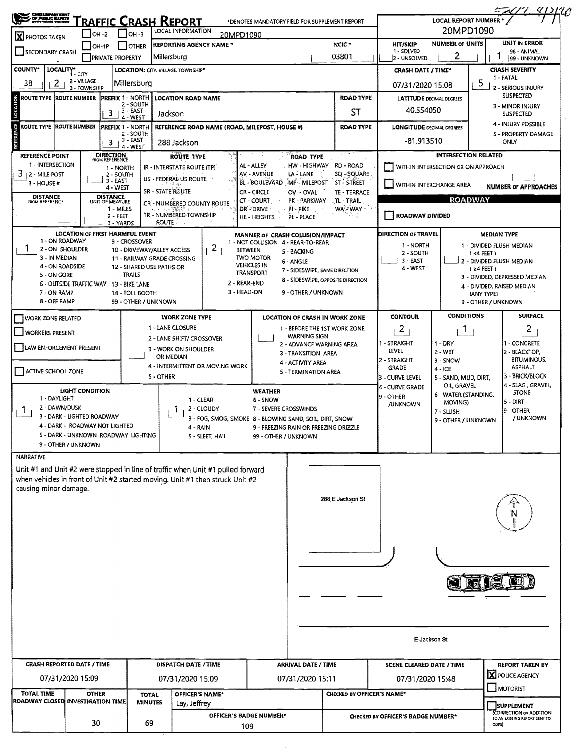# TRAFFIC CRASH REPORT

*DENOTES MANDATORY FIELD FOR SUPPLEMENT REPORT

LOCAL REPORT NUMBER *: 20MPD1090

[X] PHOTOS TAKEN [ ] OH-2 [ ] OH-3 [ ] OH-1P [ ] OTHER [ ] SECONDARY CRASH [ ] PRIVATE PROPERTY

LOCAL INFORMATION: 20MPD1090

REPORTING AGENCY NAME *: Millersburg

NCIC *: 03801

HIT/SKIP: 2 (1 - SOLVED, 2 - UNSOLVED)

NUMBER OF UNITS: 2

UNIT IN ERROR: 1 (98 - ANIMAL, 99 - UNKNOWN)

COUNTY*: 38

LOCALITY*: 2 (1 - CITY, 2 - VILLAGE, 3 - TOWNSHIP)

LOCATION: CITY, VILLAGE, TOWNSHIP*: Millersburg

CRASH DATE / TIME*: 07/31/2020 15:08

CRASH SEVERITY: 5 (1 - FATAL, 2 - SERIOUS INJURY SUSPECTED, 3 - MINOR INJURY SUSPECTED, 4 - INJURY POSSIBLE, 5 - PROPERTY DAMAGE ONLY)

## LOCATION

| ROUTE TYPE | ROUTE NUMBER | PREFIX (1 - NORTH, 2 - SOUTH, 3 - EAST, 4 - WEST) | LOCATION ROAD NAME | ROAD TYPE |
|---|---|---|---|---|
| | | 3 | Jackson | ST |

LATITUDE DECIMAL DEGREES: 40.554050

## REFERENCE

| ROUTE TYPE | ROUTE NUMBER | PREFIX (1 - NORTH, 2 - SOUTH, 3 - EAST, 4 - WEST) | REFERENCE ROAD NAME (ROAD, MILEPOST, HOUSE #) | ROAD TYPE |
|---|---|---|---|---|
| | | 3 | 288 Jackson | |

LONGITUDE DECIMAL DEGREES: -81.913510

REFERENCE POINT: 3 (1 - INTERSECTION, 2 - MILE POST, 3 - HOUSE #)

DIRECTION FROM REFERENCE: (1 - NORTH, 2 - SOUTH, 3 - EAST, 4 - WEST)

DISTANCE FROM REFERENCE:

DISTANCE UNIT OF MEASURE: (1 - MILES, 2 - FEET, 3 - YARDS)

ROUTE TYPE: IR - INTERSTATE ROUTE (TP), US - FEDERAL US ROUTE, SR - STATE ROUTE, CR - NUMBERED COUNTY ROUTE, TR - NUMBERED TOWNSHIP ROUTE

ROAD TYPE: AL - ALLEY, AV - AVENUE, BL - BOULEVARD, CR - CIRCLE, CT - COURT, DR - DRIVE, HE - HEIGHTS, HW - HIGHWAY, LA - LANE, MP - MILEPOST, OV - OVAL, PK - PARKWAY, PI - PIKE, PL - PLACE, RD - ROAD, SQ - SQUARE, ST - STREET, TE - TERRACE, TL - TRAIL, WA - WAY

### INTERSECTION RELATED

[ ] WITHIN INTERSECTION OR ON APPROACH

[ ] WITHIN INTERCHANGE AREA

NUMBER OF APPROACHES:

### ROADWAY

[ ] ROADWAY DIVIDED

LOCATION OF FIRST HARMFUL EVENT: 1 (1 - ON ROADWAY, 2 - ON SHOULDER, 3 - IN MEDIAN, 4 - ON ROADSIDE, 5 - ON GORE, 6 - OUTSIDE TRAFFIC WAY, 7 - ON RAMP, 8 - OFF RAMP, 9 - CROSSOVER, 10 - DRIVEWAY/ALLEY ACCESS, 11 - RAILWAY GRADE CROSSING, 12 - SHARED USE PATHS OR TRAILS, 13 - BIKE LANE, 14 - TOLL BOOTH, 99 - OTHER / UNKNOWN)

MANNER OF CRASH COLLISION/IMPACT: 2 (1 - NOT COLLISION BETWEEN TWO MOTOR VEHICLES IN TRANSPORT, 2 - REAR-END, 3 - HEAD-ON, 4 - REAR-TO-REAR, 5 - BACKING, 6 - ANGLE, 7 - SIDESWIPE, SAME DIRECTION, 8 - SIDESWIPE, OPPOSITE DIRECTION, 9 - OTHER / UNKNOWN)

DIRECTION OF TRAVEL: (1 - NORTH, 2 - SOUTH, 3 - EAST, 4 - WEST)

MEDIAN TYPE: (1 - DIVIDED FLUSH MEDIAN (<4 FEET), 2 - DIVIDED FLUSH MEDIAN (≥4 FEET), 3 - DIVIDED, DEPRESSED MEDIAN, 4 - DIVIDED, RAISED MEDIAN (ANY TYPE), 9 - OTHER / UNKNOWN)

[ ] WORK ZONE RELATED

[ ] WORKERS PRESENT

[ ] LAW ENFORCEMENT PRESENT

[ ] ACTIVE SCHOOL ZONE

WORK ZONE TYPE: (1 - LANE CLOSURE, 2 - LANE SHIFT/ CROSSOVER, 3 - WORK ON SHOULDER OR MEDIAN, 4 - INTERMITTENT OR MOVING WORK, 5 - OTHER)

LOCATION OF CRASH IN WORK ZONE: (1 - BEFORE THE 1ST WORK ZONE WARNING SIGN, 2 - ADVANCE WARNING AREA, 3 - TRANSITION AREA, 4 - ACTIVITY AREA, 5 - TERMINATION AREA)

CONTOUR: 2 (1 - STRAIGHT LEVEL, 2 - STRAIGHT GRADE, 3 - CURVE LEVEL, 4 - CURVE GRADE, 9 - OTHER /UNKNOWN)

CONDITIONS: 1 (1 - DRY, 2 - WET, 3 - SNOW, 4 - ICE, 5 - SAND, MUD, DIRT, OIL, GRAVEL, 6 - WATER (STANDING, MOVING), 7 - SLUSH, 9 - OTHER / UNKNOWN)

SURFACE: 2 (1 - CONCRETE, 2 - BLACKTOP, BITUMINOUS, ASPHALT, 3 - BRICK/BLOCK, 4 - SLAG, GRAVEL, STONE, 5 - DIRT, 9 - OTHER / UNKNOWN)

LIGHT CONDITION: 1 (1 - DAYLIGHT, 2 - DAWN/DUSK, 3 - DARK - LIGHTED ROADWAY, 4 - DARK - ROADWAY NOT LIGHTED, 5 - DARK - UNKNOWN ROADWAY LIGHTING, 9 - OTHER / UNKNOWN)

WEATHER: 1 (1 - CLEAR, 2 - CLOUDY, 3 - FOG, SMOG, SMOKE, 4 - RAIN, 5 - SLEET, HAIL, 6 - SNOW, 7 - SEVERE CROSSWINDS, 8 - BLOWING SAND, SOIL, DIRT, SNOW, 9 - FREEZING RAIN OR FREEZING DRIZZLE, 99 - OTHER / UNKNOWN)

## NARRATIVE

Unit #1 and Unit #2 were stopped in line of traffic when Unit #1 pulled forward when vehicles in front of Unit #2 started moving. Unit #1 then struck Unit #2 causing minor damage.

288 E Jackson St

E Jackson St

N

| CRASH REPORTED DATE / TIME | DISPATCH DATE / TIME | ARRIVAL DATE / TIME | SCENE CLEARED DATE / TIME | REPORT TAKEN BY |
|---|---|---|---|---|
| 07/31/2020 15:09 | 07/31/2020 15:09 | 07/31/2020 15:11 | 07/31/2020 15:48 | [X] POLICE AGENCY [ ] MOTORIST |

| TOTAL TIME ROADWAY CLOSED | OTHER INVESTIGATION TIME | TOTAL MINUTES | OFFICER'S NAME* | CHECKED BY OFFICER'S NAME* |
|---|---|---|---|---|
| | 30 | 69 | Lay, Jeffrey | |

OFFICER'S BADGE NUMBER*: 109

CHECKED BY OFFICER'S BADGE NUMBER*:

[ ] SUPPLEMENT (CORRECTION OR ADDITION TO AN EXISTING REPORT SENT TO ODPS)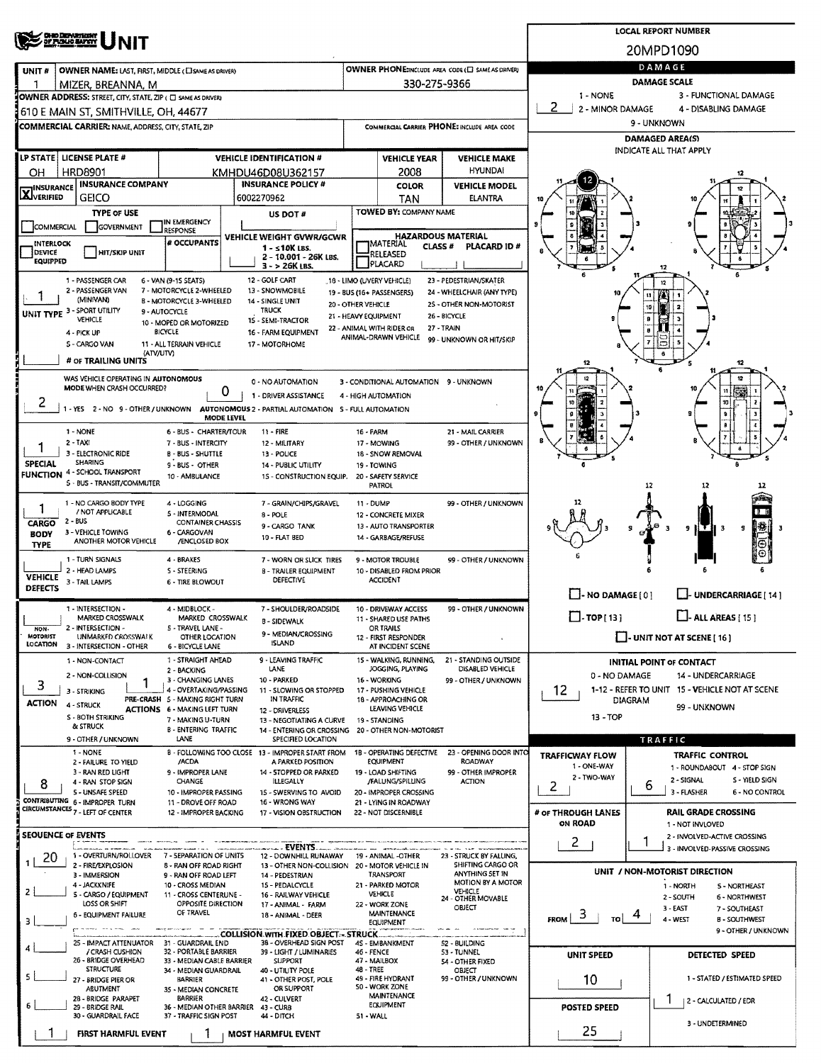# UNIT

**LOCAL REPORT NUMBER:** 20MPD1090

| UNIT # | OWNER NAME: LAST, FIRST, MIDDLE (☐ SAME AS DRIVER) | OWNER PHONE: INCLUDE AREA CODE (☐ SAME AS DRIVER) |
|---|---|---|
| 1 | MIZER, BREANNA, M | 330-275-9366 |

**OWNER ADDRESS:** STREET, CITY, STATE, ZIP (☐ SAME AS DRIVER)
610 E MAIN ST, SMITHVILLE, OH, 44677

**COMMERCIAL CARRIER:** NAME, ADDRESS, CITY, STATE, ZIP

**COMMERCIAL CARRIER PHONE:** INCLUDE AREA CODE

| LP STATE | LICENSE PLATE # | VEHICLE IDENTIFICATION # | VEHICLE YEAR | VEHICLE MAKE |
|---|---|---|---|---|
| OH | HRD8901 | KMHDU46D08U362157 | 2008 | HYUNDAI |

| ☒ INSURANCE VERIFIED | INSURANCE COMPANY | INSURANCE POLICY # | COLOR | VEHICLE MODEL |
|---|---|---|---|---|
| | GEICO | 6002270962 | TAN | ELANTRA |

**TYPE OF USE:** ☐ COMMERCIAL ☐ GOVERNMENT ☐ IN EMERGENCY RESPONSE

**US DOT #**

**TOWED BY:** COMPANY NAME

☐ INTERLOCK DEVICE EQUIPPED ☐ HIT/SKIP UNIT

**# OCCUPANTS**

**VEHICLE WEIGHT GVWR/GCWR:** 1 - ≤10K LBS. 2 - 10,001 - 26K LBS. 3 - > 26K LBS.

**HAZARDOUS MATERIAL:** ☐ MATERIAL RELEASED ☐ PLACARD — CLASS # — PLACARD ID #

**UNIT TYPE:** 1
1 - PASSENGER CAR, 2 - PASSENGER VAN (MINIVAN), 3 - SPORT UTILITY VEHICLE, 4 - PICK UP, 5 - CARGO VAN, 6 - VAN (9-15 SEATS), 7 - MOTORCYCLE 2-WHEELED, 8 - MOTORCYCLE 3-WHEELED, 9 - AUTOCYCLE, 10 - MOPED OR MOTORIZED BICYCLE, 11 - ALL TERRAIN VEHICLE (ATV/UTV), 12 - GOLF CART, 13 - SNOWMOBILE, 14 - SINGLE UNIT TRUCK, 15 - SEMI-TRACTOR, 16 - FARM EQUIPMENT, 17 - MOTORHOME, 18 - LIMO (LIVERY VEHICLE), 19 - BUS (16+ PASSENGERS), 20 - OTHER VEHICLE, 21 - HEAVY EQUIPMENT, 22 - ANIMAL WITH RIDER OR ANIMAL-DRAWN VEHICLE, 23 - PEDESTRIAN/SKATER, 24 - WHEELCHAIR (ANY TYPE), 25 - OTHER NON-MOTORIST, 26 - BICYCLE, 27 - TRAIN, 99 - UNKNOWN OR HIT/SKIP

**# OF TRAILING UNITS**

**WAS VEHICLE OPERATING IN AUTONOMOUS MODE WHEN CRASH OCCURRED?** 2
1 - YES 2 - NO 9 - OTHER / UNKNOWN

**AUTONOMOUS MODE LEVEL:** 0
0 - NO AUTOMATION, 1 - DRIVER ASSISTANCE, 2 - PARTIAL AUTOMATION, 3 - CONDITIONAL AUTOMATION, 4 - HIGH AUTOMATION, 5 - FULL AUTOMATION, 9 - UNKNOWN

**SPECIAL FUNCTION:** 1
1 - NONE, 2 - TAXI, 3 - ELECTRONIC RIDE SHARING, 4 - SCHOOL TRANSPORT, 5 - BUS - TRANSIT/COMMUTER, 6 - BUS - CHARTER/TOUR, 7 - BUS - INTERCITY, 8 - BUS - SHUTTLE, 9 - BUS - OTHER, 10 - AMBULANCE, 11 - FIRE, 12 - MILITARY, 13 - POLICE, 14 - PUBLIC UTILITY, 15 - CONSTRUCTION EQUIP., 16 - FARM, 17 - MOWING, 18 - SNOW REMOVAL, 19 - TOWING, 20 - SAFETY SERVICE PATROL, 21 - MAIL CARRIER, 99 - OTHER / UNKNOWN

**CARGO BODY TYPE:** 1
1 - NO CARGO BODY TYPE / NOT APPLICABLE, 2 - BUS, 3 - VEHICLE TOWING ANOTHER MOTOR VEHICLE, 4 - LOGGING, 5 - INTERMODAL CONTAINER CHASSIS, 6 - CARGOVAN /ENCLOSED BOX, 7 - GRAIN/CHIPS/GRAVEL, 8 - POLE, 9 - CARGO TANK, 10 - FLAT BED, 11 - DUMP, 12 - CONCRETE MIXER, 13 - AUTO TRANSPORTER, 14 - GARBAGE/REFUSE, 99 - OTHER / UNKNOWN

**VEHICLE DEFECTS:**
1 - TURN SIGNALS, 2 - HEAD LAMPS, 3 - TAIL LAMPS, 4 - BRAKES, 5 - STEERING, 6 - TIRE BLOWOUT, 7 - WORN OR SLICK TIRES, 8 - TRAILER EQUIPMENT DEFECTIVE, 9 - MOTOR TROUBLE, 10 - DISABLED FROM PRIOR ACCIDENT, 99 - OTHER / UNKNOWN

**NON-MOTORIST LOCATION:**
1 - INTERSECTION - MARKED CROSSWALK, 2 - INTERSECTION - UNMARKED CROSSWALK, 3 - INTERSECTION - OTHER, 4 - MIDBLOCK - MARKED CROSSWALK, 5 - TRAVEL LANE - OTHER LOCATION, 6 - BICYCLE LANE, 7 - SHOULDER/ROADSIDE, 8 - SIDEWALK, 9 - MEDIAN/CROSSING ISLAND, 10 - DRIVEWAY ACCESS, 11 - SHARED USE PATHS OR TRAILS, 12 - FIRST RESPONDER AT INCIDENT SCENE, 99 - OTHER / UNKNOWN

**ACTION:** 3
1 - NON-CONTACT, 2 - NON-COLLISION, 3 - STRIKING, 4 - STRUCK, 5 - BOTH STRIKING & STRUCK, 9 - OTHER / UNKNOWN

**PRE-CRASH ACTIONS:** 1
1 - STRAIGHT AHEAD, 2 - BACKING, 3 - CHANGING LANES, 4 - OVERTAKING/PASSING, 5 - MAKING RIGHT TURN, 6 - MAKING LEFT TURN, 7 - MAKING U-TURN, 8 - ENTERING TRAFFIC LANE, 9 - LEAVING TRAFFIC LANE, 10 - PARKED, 11 - SLOWING OR STOPPED IN TRAFFIC, 12 - DRIVERLESS, 13 - NEGOTIATING A CURVE, 14 - ENTERING OR CROSSING SPECIFIED LOCATION, 15 - WALKING, RUNNING, JOGGING, PLAYING, 16 - WORKING, 17 - PUSHING VEHICLE, 18 - APPROACHING OR LEAVING VEHICLE, 19 - STANDING, 20 - OTHER NON-MOTORIST, 21 - STANDING OUTSIDE DISABLED VEHICLE, 99 - OTHER / UNKNOWN

**CONTRIBUTING CIRCUMSTANCES:** 8
1 - NONE, 2 - FAILURE TO YIELD, 3 - RAN RED LIGHT, 4 - RAN STOP SIGN, 5 - UNSAFE SPEED, 6 - IMPROPER TURN, 7 - LEFT OF CENTER, 8 - FOLLOWING TOO CLOSE /ACDA, 9 - IMPROPER LANE CHANGE, 10 - IMPROPER PASSING, 11 - DROVE OFF ROAD, 12 - IMPROPER BACKING, 13 - IMPROPER START FROM A PARKED POSITION, 14 - STOPPED OR PARKED ILLEGALLY, 15 - SWERVING TO AVOID, 16 - WRONG WAY, 17 - VISION OBSTRUCTION, 18 - OPERATING DEFECTIVE EQUIPMENT, 19 - LOAD SHIFTING /FALLING/SPILLING, 20 - IMPROPER CROSSING, 21 - LYING IN ROADWAY, 22 - NOT DISCERNIBLE, 23 - OPENING DOOR INTO ROADWAY, 99 - OTHER IMPROPER ACTION

**SEQUENCE OF EVENTS:**
1: 20
2:
3:
4:
5:
6:

**EVENTS:** 1 - OVERTURN/ROLLOVER, 2 - FIRE/EXPLOSION, 3 - IMMERSION, 4 - JACKKNIFE, 5 - CARGO / EQUIPMENT LOSS OR SHIFT, 6 - EQUIPMENT FAILURE, 7 - SEPARATION OF UNITS, 8 - RAN OFF ROAD RIGHT, 9 - RAN OFF ROAD LEFT, 10 - CROSS MEDIAN, 11 - CROSS CENTERLINE - OPPOSITE DIRECTION OF TRAVEL, 12 - DOWNHILL RUNAWAY, 13 - OTHER NON-COLLISION, 14 - PEDESTRIAN, 15 - PEDALCYCLE, 16 - RAILWAY VEHICLE, 17 - ANIMAL - FARM, 18 - ANIMAL - DEER, 19 - ANIMAL -OTHER, 20 - MOTOR VEHICLE IN TRANSPORT, 21 - PARKED MOTOR VEHICLE, 22 - WORK ZONE MAINTENANCE EQUIPMENT, 23 - STRUCK BY FALLING, SHIFTING CARGO OR ANYTHING SET IN MOTION BY A MOTOR VEHICLE, 24 - OTHER MOVABLE OBJECT

**COLLISION WITH FIXED OBJECT - STRUCK:** 25 - IMPACT ATTENUATOR / CRASH CUSHION, 26 - BRIDGE OVERHEAD STRUCTURE, 27 - BRIDGE PIER OR ABUTMENT, 28 - BRIDGE PARAPET, 29 - BRIDGE RAIL, 30 - GUARDRAIL FACE, 31 - GUARDRAIL END, 32 - PORTABLE BARRIER, 33 - MEDIAN CABLE BARRIER, 34 - MEDIAN GUARDRAIL BARRIER, 35 - MEDIAN CONCRETE BARRIER, 36 - MEDIAN OTHER BARRIER, 37 - TRAFFIC SIGN POST, 38 - OVERHEAD SIGN POST, 39 - LIGHT / LUMINARIES SUPPORT, 40 - UTILITY POLE, 41 - OTHER POST, POLE OR SUPPORT, 42 - CULVERT, 43 - CURB, 44 - DITCH, 45 - EMBANKMENT, 46 - FENCE, 47 - MAILBOX, 48 - TREE, 49 - FIRE HYDRANT, 50 - WORK ZONE MAINTENANCE EQUIPMENT, 51 - WALL, 52 - BUILDING, 53 - TUNNEL, 54 - OTHER FIXED OBJECT, 99 - OTHER / UNKNOWN

**FIRST HARMFUL EVENT:** 1 **MOST HARMFUL EVENT:** 1

## DAMAGE

**DAMAGE SCALE:** 2
1 - NONE, 2 - MINOR DAMAGE, 3 - FUNCTIONAL DAMAGE, 4 - DISABLING DAMAGE, 9 - UNKNOWN

**DAMAGED AREA(S)** INDICATE ALL THAT APPLY: 12

☐ - NO DAMAGE [0] ☐ - UNDERCARRIAGE [14] ☐ - TOP [13] ☐ - ALL AREAS [15] ☐ - UNIT NOT AT SCENE [16]

**INITIAL POINT OF CONTACT:** 12
0 - NO DAMAGE, 1-12 - REFER TO UNIT DIAGRAM, 13 - TOP, 14 - UNDERCARRIAGE, 15 - VEHICLE NOT AT SCENE, 99 - UNKNOWN

## TRAFFIC

**TRAFFICWAY FLOW:** 2
1 - ONE-WAY, 2 - TWO-WAY

**TRAFFIC CONTROL:** 6
1 - ROUNDABOUT, 2 - SIGNAL, 3 - FLASHER, 4 - STOP SIGN, 5 - YIELD SIGN, 6 - NO CONTROL

**# OF THROUGH LANES ON ROAD:** 2

**RAIL GRADE CROSSING:** 1
1 - NOT INVOLVED, 2 - INVOLVED-ACTIVE CROSSING, 3 - INVOLVED-PASSIVE CROSSING

**UNIT / NON-MOTORIST DIRECTION:** FROM 3 TO 4
1 - NORTH, 2 - SOUTH, 3 - EAST, 4 - WEST, 5 - NORTHEAST, 6 - NORTHWEST, 7 - SOUTHEAST, 8 - SOUTHWEST, 9 - OTHER / UNKNOWN

**UNIT SPEED:** 10

**DETECTED SPEED:** 1
1 - STATED / ESTIMATED SPEED, 2 - CALCULATED / EDR, 3 - UNDETERMINED

**POSTED SPEED:** 25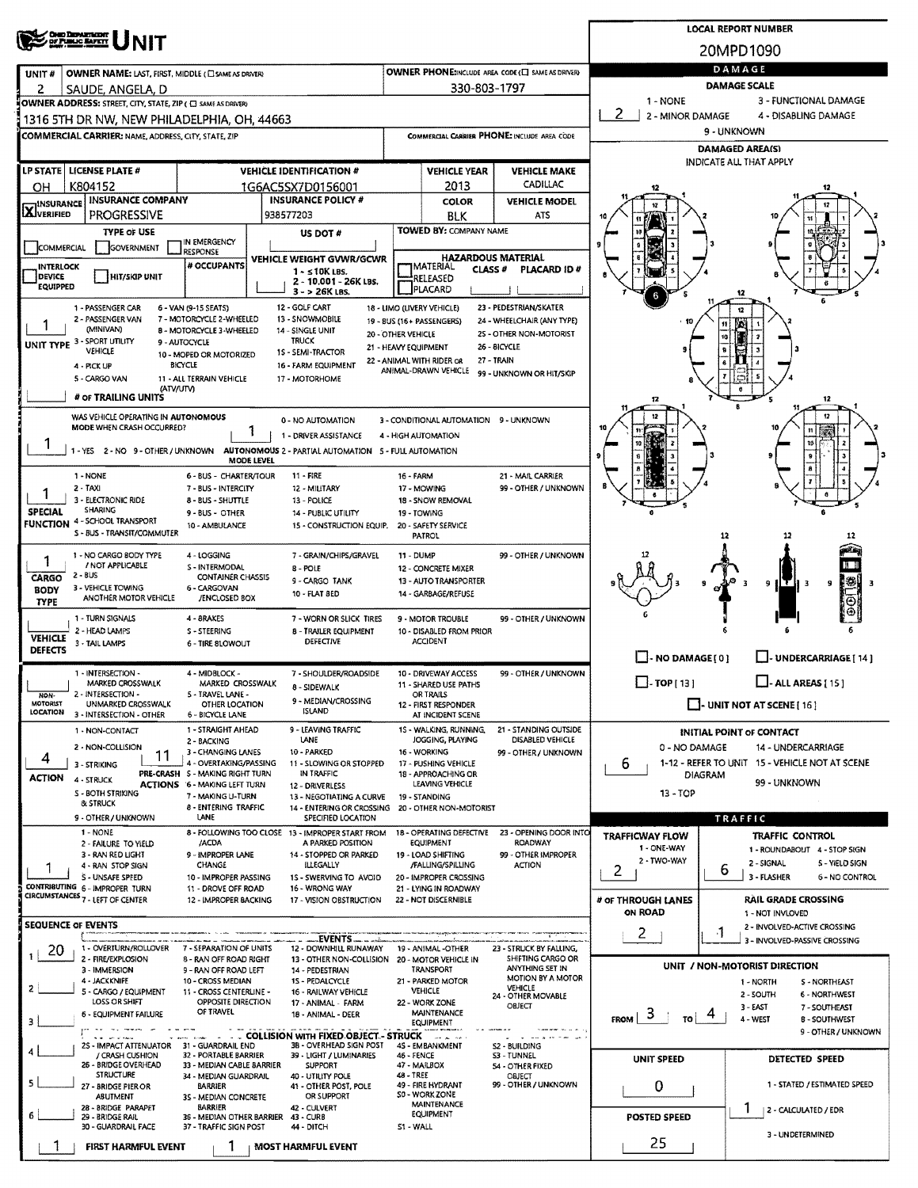# UNIT

**LOCAL REPORT NUMBER:** 20MPD1090

| UNIT # | OWNER NAME: LAST, FIRST, MIDDLE | OWNER PHONE |
|---|---|---|
| 2 | SAUDE, ANGELA, D | 330-803-1797 |

**OWNER ADDRESS:** 1316 5TH DR NW, NEW PHILADELPHIA, OH, 44663

**COMMERCIAL CARRIER:** NAME, ADDRESS, CITY, STATE, ZIP — **COMMERCIAL CARRIER PHONE:**

| LP STATE | LICENSE PLATE # | VEHICLE IDENTIFICATION # | VEHICLE YEAR | VEHICLE MAKE |
|---|---|---|---|---|
| OH | K804152 | 1G6AC5SX7D0156001 | 2013 | CADILLAC |

| INSURANCE | INSURANCE COMPANY | INSURANCE POLICY # | COLOR | VEHICLE MODEL |
|---|---|---|---|---|
| X VERIFIED | PROGRESSIVE | 938577203 | BLK | ATS |

**TYPE OF USE:** COMMERCIAL / GOVERNMENT / IN EMERGENCY RESPONSE
**US DOT #:**
**TOWED BY:** COMPANY NAME
**INTERLOCK DEVICE EQUIPPED** / **HIT/SKIP UNIT** / **# OCCUPANTS**
**VEHICLE WEIGHT GVWR/GCWR:** 1 - ≤10K LBS. 2 - 10,001 - 26K LBS. 3 - > 26K LBS.
**HAZARDOUS MATERIAL:** MATERIAL RELEASED / PLACARD — CLASS # — PLACARD ID #

**UNIT TYPE:** 1
1 - PASSENGER CAR, 2 - PASSENGER VAN (MINIVAN), 3 - SPORT UTILITY VEHICLE, 4 - PICK UP, 5 - CARGO VAN, 6 - VAN (9-15 SEATS), 7 - MOTORCYCLE 2-WHEELED, 8 - MOTORCYCLE 3-WHEELED, 9 - AUTOCYCLE, 10 - MOPED OR MOTORIZED BICYCLE, 11 - ALL TERRAIN VEHICLE (ATV/UTV), 12 - GOLF CART, 13 - SNOWMOBILE, 14 - SINGLE UNIT TRUCK, 15 - SEMI-TRACTOR, 16 - FARM EQUIPMENT, 17 - MOTORHOME, 18 - LIMO (LIVERY VEHICLE), 19 - BUS (16+ PASSENGERS), 20 - OTHER VEHICLE, 21 - HEAVY EQUIPMENT, 22 - ANIMAL WITH RIDER OR ANIMAL-DRAWN VEHICLE, 23 - PEDESTRIAN/SKATER, 24 - WHEELCHAIR (ANY TYPE), 25 - OTHER NON-MOTORIST, 26 - BICYCLE, 27 - TRAIN, 99 - UNKNOWN OR HIT/SKIP

**# OF TRAILING UNITS:**

**WAS VEHICLE OPERATING IN AUTONOMOUS MODE WHEN CRASH OCCURRED?** 1
1 - YES 2 - NO 9 - OTHER / UNKNOWN

**AUTONOMOUS MODE LEVEL:** 1
0 - NO AUTOMATION, 1 - DRIVER ASSISTANCE, 2 - PARTIAL AUTOMATION, 3 - CONDITIONAL AUTOMATION, 4 - HIGH AUTOMATION, 5 - FULL AUTOMATION, 9 - UNKNOWN

**SPECIAL FUNCTION:** 1
1 - NONE, 2 - TAXI, 3 - ELECTRONIC RIDE SHARING, 4 - SCHOOL TRANSPORT, 5 - BUS - TRANSIT/COMMUTER, 6 - BUS - CHARTER/TOUR, 7 - BUS - INTERCITY, 8 - BUS - SHUTTLE, 9 - BUS - OTHER, 10 - AMBULANCE, 11 - FIRE, 12 - MILITARY, 13 - POLICE, 14 - PUBLIC UTILITY, 15 - CONSTRUCTION EQUIP., 16 - FARM, 17 - MOWING, 18 - SNOW REMOVAL, 19 - TOWING, 20 - SAFETY SERVICE PATROL, 21 - MAIL CARRIER, 99 - OTHER / UNKNOWN

**CARGO BODY TYPE:** 1
1 - NO CARGO BODY TYPE / NOT APPLICABLE, 2 - BUS, 3 - VEHICLE TOWING ANOTHER MOTOR VEHICLE, 4 - LOGGING, 5 - INTERMODAL CONTAINER CHASSIS, 6 - CARGOVAN /ENCLOSED BOX, 7 - GRAIN/CHIPS/GRAVEL, 8 - POLE, 9 - CARGO TANK, 10 - FLAT BED, 11 - DUMP, 12 - CONCRETE MIXER, 13 - AUTO TRANSPORTER, 14 - GARBAGE/REFUSE, 99 - OTHER / UNKNOWN

**VEHICLE DEFECTS:**
1 - TURN SIGNALS, 2 - HEAD LAMPS, 3 - TAIL LAMPS, 4 - BRAKES, 5 - STEERING, 6 - TIRE BLOWOUT, 7 - WORN OR SLICK TIRES, 8 - TRAILER EQUIPMENT DEFECTIVE, 9 - MOTOR TROUBLE, 10 - DISABLED FROM PRIOR ACCIDENT, 99 - OTHER / UNKNOWN

**NON-MOTORIST LOCATION:**
1 - INTERSECTION - MARKED CROSSWALK, 2 - INTERSECTION - UNMARKED CROSSWALK, 3 - INTERSECTION - OTHER, 4 - MIDBLOCK - MARKED CROSSWALK, 5 - TRAVEL LANE - OTHER LOCATION, 6 - BICYCLE LANE, 7 - SHOULDER/ROADSIDE, 8 - SIDEWALK, 9 - MEDIAN/CROSSING ISLAND, 10 - DRIVEWAY ACCESS, 11 - SHARED USE PATHS OR TRAILS, 12 - FIRST RESPONDER AT INCIDENT SCENE, 99 - OTHER / UNKNOWN

**ACTION:** 4
1 - NON-CONTACT, 2 - NON-COLLISION, 3 - STRIKING, 4 - STRUCK, 5 - BOTH STRIKING & STRUCK, 9 - OTHER / UNKNOWN

**PRE-CRASH ACTIONS:** 11
1 - STRAIGHT AHEAD, 2 - BACKING, 3 - CHANGING LANES, 4 - OVERTAKING/PASSING, 5 - MAKING RIGHT TURN, 6 - MAKING LEFT TURN, 7 - MAKING U-TURN, 8 - ENTERING TRAFFIC LANE, 9 - LEAVING TRAFFIC LANE, 10 - PARKED, 11 - SLOWING OR STOPPED IN TRAFFIC, 12 - DRIVERLESS, 13 - NEGOTIATING A CURVE, 14 - ENTERING OR CROSSING SPECIFIED LOCATION, 15 - WALKING, RUNNING, JOGGING, PLAYING, 16 - WORKING, 17 - PUSHING VEHICLE, 18 - APPROACHING OR LEAVING VEHICLE, 19 - STANDING, 20 - OTHER NON-MOTORIST, 21 - STANDING OUTSIDE DISABLED VEHICLE, 99 - OTHER / UNKNOWN

**CONTRIBUTING CIRCUMSTANCES:** 1
1 - NONE, 2 - FAILURE TO YIELD, 3 - RAN RED LIGHT, 4 - RAN STOP SIGN, 5 - UNSAFE SPEED, 6 - IMPROPER TURN, 7 - LEFT OF CENTER, 8 - FOLLOWING TOO CLOSE /ACDA, 9 - IMPROPER LANE CHANGE, 10 - IMPROPER PASSING, 11 - DROVE OFF ROAD, 12 - IMPROPER BACKING, 13 - IMPROPER START FROM A PARKED POSITION, 14 - STOPPED OR PARKED ILLEGALLY, 15 - SWERVING TO AVOID, 16 - WRONG WAY, 17 - VISION OBSTRUCTION, 18 - OPERATING DEFECTIVE EQUIPMENT, 19 - LOAD SHIFTING /FALLING/SPILLING, 20 - IMPROPER CROSSING, 21 - LYING IN ROADWAY, 22 - NOT DISCERNIBLE, 23 - OPENING DOOR INTO ROADWAY, 99 - OTHER IMPROPER ACTION

## SEQUENCE OF EVENTS

1: 20
2:
3:
4:
5:
6:

**EVENTS:** 1 - OVERTURN/ROLLOVER, 2 - FIRE/EXPLOSION, 3 - IMMERSION, 4 - JACKKNIFE, 5 - CARGO / EQUIPMENT LOSS OR SHIFT, 6 - EQUIPMENT FAILURE, 7 - SEPARATION OF UNITS, 8 - RAN OFF ROAD RIGHT, 9 - RAN OFF ROAD LEFT, 10 - CROSS MEDIAN, 11 - CROSS CENTERLINE - OPPOSITE DIRECTION OF TRAVEL, 12 - DOWNHILL RUNAWAY, 13 - OTHER NON-COLLISION, 14 - PEDESTRIAN, 15 - PEDALCYCLE, 16 - RAILWAY VEHICLE, 17 - ANIMAL - FARM, 18 - ANIMAL - DEER, 19 - ANIMAL -OTHER, 20 - MOTOR VEHICLE IN TRANSPORT, 21 - PARKED MOTOR VEHICLE, 22 - WORK ZONE MAINTENANCE EQUIPMENT, 23 - STRUCK BY FALLING, SHIFTING CARGO OR ANYTHING SET IN MOTION BY A MOTOR VEHICLE, 24 - OTHER MOVABLE OBJECT

**COLLISION WITH FIXED OBJECT - STRUCK:** 25 - IMPACT ATTENUATOR / CRASH CUSHION, 26 - BRIDGE OVERHEAD STRUCTURE, 27 - BRIDGE PIER OR ABUTMENT, 28 - BRIDGE PARAPET, 29 - BRIDGE RAIL, 30 - GUARDRAIL FACE, 31 - GUARDRAIL END, 32 - PORTABLE BARRIER, 33 - MEDIAN CABLE BARRIER, 34 - MEDIAN GUARDRAIL BARRIER, 35 - MEDIAN CONCRETE BARRIER, 36 - MEDIAN OTHER BARRIER, 37 - TRAFFIC SIGN POST, 38 - OVERHEAD SIGN POST, 39 - LIGHT / LUMINARIES SUPPORT, 40 - UTILITY POLE, 41 - OTHER POST, POLE OR SUPPORT, 42 - CULVERT, 43 - CURB, 44 - DITCH, 45 - EMBANKMENT, 46 - FENCE, 47 - MAILBOX, 48 - TREE, 49 - FIRE HYDRANT, 50 - WORK ZONE MAINTENANCE EQUIPMENT, 51 - WALL, 52 - BUILDING, 53 - TUNNEL, 54 - OTHER FIXED OBJECT, 99 - OTHER / UNKNOWN

**FIRST HARMFUL EVENT:** 1
**MOST HARMFUL EVENT:** 1

## DAMAGE

**DAMAGE SCALE:** 2
1 - NONE, 2 - MINOR DAMAGE, 3 - FUNCTIONAL DAMAGE, 4 - DISABLING DAMAGE, 9 - UNKNOWN

**DAMAGED AREA(S)** — INDICATE ALL THAT APPLY: 6

- NO DAMAGE [ 0 ]
- UNDERCARRIAGE [ 14 ]
- TOP [ 13 ]
- ALL AREAS [ 15 ]
- UNIT NOT AT SCENE [ 16 ]

**INITIAL POINT OF CONTACT:** 6
0 - NO DAMAGE, 1-12 - REFER TO UNIT DIAGRAM, 13 - TOP, 14 - UNDERCARRIAGE, 15 - VEHICLE NOT AT SCENE, 99 - UNKNOWN

## TRAFFIC

**TRAFFICWAY FLOW:** 2
1 - ONE-WAY, 2 - TWO-WAY

**TRAFFIC CONTROL:** 6
1 - ROUNDABOUT, 2 - SIGNAL, 3 - FLASHER, 4 - STOP SIGN, 5 - YIELD SIGN, 6 - NO CONTROL

**# OF THROUGH LANES ON ROAD:** 2

**RAIL GRADE CROSSING:** 1
1 - NOT INVOLVED, 2 - INVOLVED-ACTIVE CROSSING, 3 - INVOLVED-PASSIVE CROSSING

**UNIT / NON-MOTORIST DIRECTION:** FROM 3 TO 4
1 - NORTH, 2 - SOUTH, 3 - EAST, 4 - WEST, 5 - NORTHEAST, 6 - NORTHWEST, 7 - SOUTHEAST, 8 - SOUTHWEST, 9 - OTHER / UNKNOWN

**UNIT SPEED:** 0
**POSTED SPEED:** 25

**DETECTED SPEED:** 1
1 - STATED / ESTIMATED SPEED, 2 - CALCULATED / EDR, 3 - UNDETERMINED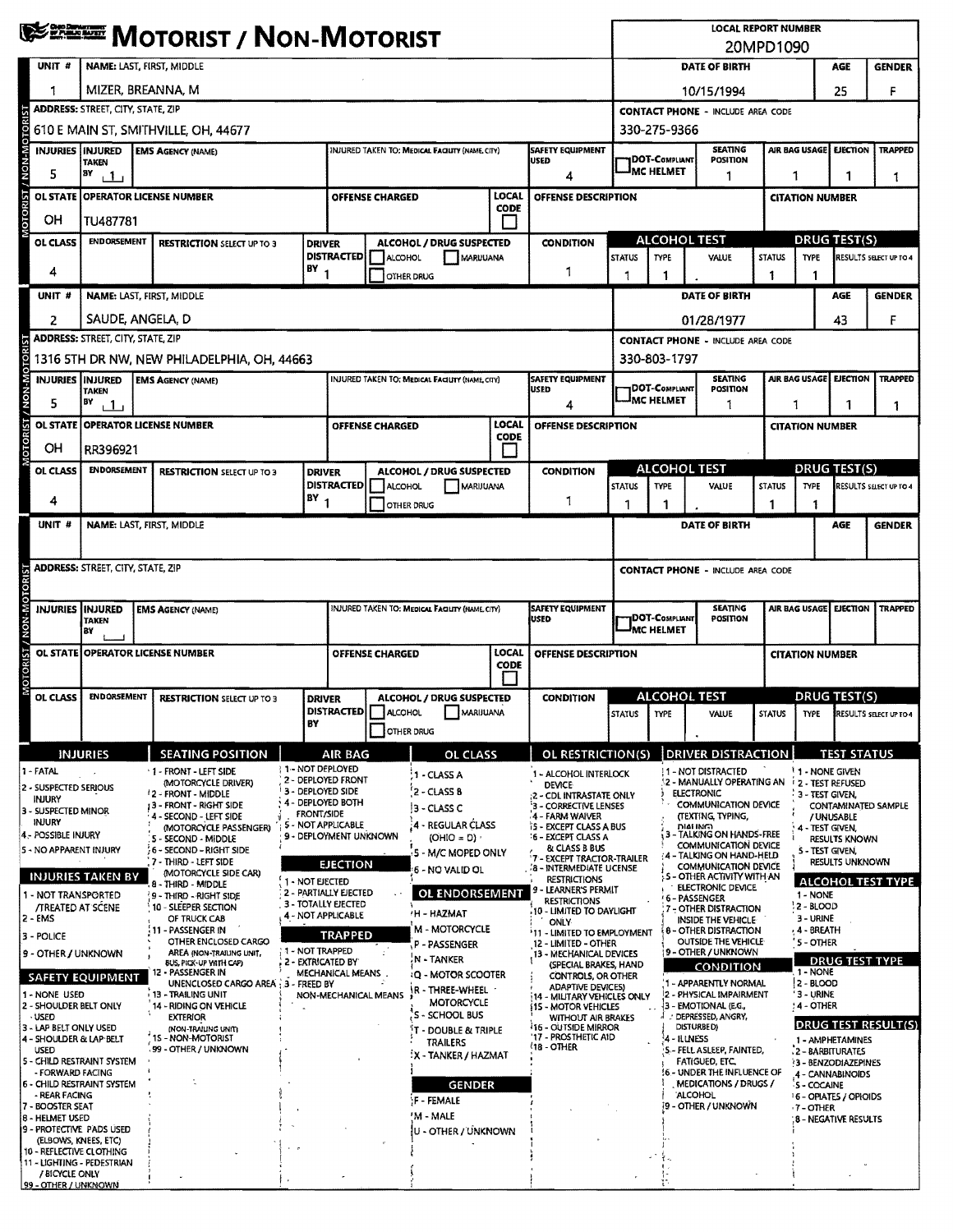# MOTORIST / NON-MOTORIST

**LOCAL REPORT NUMBER:** 20MPD1090

## Unit 1

| UNIT # | NAME: LAST, FIRST, MIDDLE | DATE OF BIRTH | AGE | GENDER |
|---|---|---|---|---|
| 1 | MIZER, BREANNA, M | 10/15/1994 | 25 | F |

| ADDRESS: STREET, CITY, STATE, ZIP | CONTACT PHONE - INCLUDE AREA CODE |
|---|---|
| 610 E MAIN ST, SMITHVILLE, OH, 44677 | 330-275-9366 |

| INJURIES | INJURED TAKEN BY | EMS AGENCY (NAME) | INJURED TAKEN TO: MEDICAL FACILITY (NAME, CITY) | SAFETY EQUIPMENT USED | DOT-COMPLIANT MC HELMET | SEATING POSITION | AIR BAG USAGE | EJECTION | TRAPPED |
|---|---|---|---|---|---|---|---|---|---|
| 5 | 1 | | | 4 | | 1 | 1 | 1 | 1 |

| OL STATE | OPERATOR LICENSE NUMBER | OFFENSE CHARGED | LOCAL CODE | OFFENSE DESCRIPTION | CITATION NUMBER |
|---|---|---|---|---|---|
| OH | TU487781 | | | | |

| OL CLASS | ENDORSEMENT | RESTRICTION SELECT UP TO 3 | DRIVER DISTRACTED BY | ALCOHOL / DRUG SUSPECTED | CONDITION | ALCOHOL TEST STATUS | ALCOHOL TEST TYPE | ALCOHOL TEST VALUE | DRUG TEST STATUS | DRUG TEST TYPE | RESULTS SELECT UP TO 4 |
|---|---|---|---|---|---|---|---|---|---|---|---|
| 4 | | | 1 | ☐ ALCOHOL ☐ MARIJUANA ☐ OTHER DRUG | 1 | 1 | 1 | . | 1 | 1 | |

## Unit 2

| UNIT # | NAME: LAST, FIRST, MIDDLE | DATE OF BIRTH | AGE | GENDER |
|---|---|---|---|---|
| 2 | SAUDE, ANGELA, D | 01/28/1977 | 43 | F |

| ADDRESS: STREET, CITY, STATE, ZIP | CONTACT PHONE - INCLUDE AREA CODE |
|---|---|
| 1316 5TH DR NW, NEW PHILADELPHIA, OH, 44663 | 330-803-1797 |

| INJURIES | INJURED TAKEN BY | EMS AGENCY (NAME) | INJURED TAKEN TO: MEDICAL FACILITY (NAME, CITY) | SAFETY EQUIPMENT USED | DOT-COMPLIANT MC HELMET | SEATING POSITION | AIR BAG USAGE | EJECTION | TRAPPED |
|---|---|---|---|---|---|---|---|---|---|
| 5 | 1 | | | 4 | | 1 | 1 | 1 | 1 |

| OL STATE | OPERATOR LICENSE NUMBER | OFFENSE CHARGED | LOCAL CODE | OFFENSE DESCRIPTION | CITATION NUMBER |
|---|---|---|---|---|---|
| OH | RR396921 | | | | |

| OL CLASS | ENDORSEMENT | RESTRICTION SELECT UP TO 3 | DRIVER DISTRACTED BY | ALCOHOL / DRUG SUSPECTED | CONDITION | ALCOHOL TEST STATUS | ALCOHOL TEST TYPE | ALCOHOL TEST VALUE | DRUG TEST STATUS | DRUG TEST TYPE | RESULTS SELECT UP TO 4 |
|---|---|---|---|---|---|---|---|---|---|---|---|
| 4 | | | 1 | ☐ ALCOHOL ☐ MARIJUANA ☐ OTHER DRUG | 1 | 1 | 1 | . | 1 | 1 | |

## Unit (blank)

| UNIT # | NAME: LAST, FIRST, MIDDLE | DATE OF BIRTH | AGE | GENDER |
|---|---|---|---|---|
| | | | | |

| ADDRESS: STREET, CITY, STATE, ZIP | CONTACT PHONE - INCLUDE AREA CODE |
|---|---|
| | |

| INJURIES | INJURED TAKEN BY | EMS AGENCY (NAME) | INJURED TAKEN TO: MEDICAL FACILITY (NAME, CITY) | SAFETY EQUIPMENT USED | DOT-COMPLIANT MC HELMET | SEATING POSITION | AIR BAG USAGE | EJECTION | TRAPPED |
|---|---|---|---|---|---|---|---|---|---|
| | | | | | | | | | |

| OL STATE | OPERATOR LICENSE NUMBER | OFFENSE CHARGED | LOCAL CODE | OFFENSE DESCRIPTION | CITATION NUMBER |
|---|---|---|---|---|---|
| | | | | | |

| OL CLASS | ENDORSEMENT | RESTRICTION SELECT UP TO 3 | DRIVER DISTRACTED BY | ALCOHOL / DRUG SUSPECTED | CONDITION | ALCOHOL TEST STATUS | ALCOHOL TEST TYPE | ALCOHOL TEST VALUE | DRUG TEST STATUS | DRUG TEST TYPE | RESULTS SELECT UP TO 4 |
|---|---|---|---|---|---|---|---|---|---|---|---|
| | | | | ☐ ALCOHOL ☐ MARIJUANA ☐ OTHER DRUG | | | | . | | | |

## Codes

### INJURIES
1 - FATAL
2 - SUSPECTED SERIOUS INJURY
3 - SUSPECTED MINOR INJURY
4 - POSSIBLE INJURY
5 - NO APPARENT INJURY

### INJURIES TAKEN BY
1 - NOT TRANSPORTED /TREATED AT SCENE
2 - EMS
3 - POLICE
9 - OTHER / UNKNOWN

### SAFETY EQUIPMENT
1 - NONE USED
2 - SHOULDER BELT ONLY USED
3 - LAP BELT ONLY USED
4 - SHOULDER & LAP BELT USED
5 - CHILD RESTRAINT SYSTEM - FORWARD FACING
6 - CHILD RESTRAINT SYSTEM - REAR FACING
7 - BOOSTER SEAT
8 - HELMET USED
9 - PROTECTIVE PADS USED (ELBOWS, KNEES, ETC)
10 - REFLECTIVE CLOTHING
11 - LIGHTING - PEDESTRIAN / BICYCLE ONLY
99 - OTHER / UNKNOWN

### SEATING POSITION
1 - FRONT - LEFT SIDE (MOTORCYCLE DRIVER)
2 - FRONT - MIDDLE
3 - FRONT - RIGHT SIDE
4 - SECOND - LEFT SIDE (MOTORCYCLE PASSENGER)
5 - SECOND - MIDDLE
6 - SECOND - RIGHT SIDE
7 - THIRD - LEFT SIDE (MOTORCYCLE SIDE CAR)
8 - THIRD - MIDDLE
9 - THIRD - RIGHT SIDE
10 - SLEEPER SECTION OF TRUCK CAB
11 - PASSENGER IN OTHER ENCLOSED CARGO AREA (NON-TRAILING UNIT, BUS, PICK-UP WITH CAP)
12 - PASSENGER IN UNENCLOSED CARGO AREA
13 - TRAILING UNIT
14 - RIDING ON VEHICLE EXTERIOR (NON-TRAILING UNIT)
15 - NON-MOTORIST
99 - OTHER / UNKNOWN

### AIR BAG
1 - NOT DEPLOYED
2 - DEPLOYED FRONT
3 - DEPLOYED SIDE
4 - DEPLOYED BOTH FRONT/SIDE
5 - NOT APPLICABLE
9 - DEPLOYMENT UNKNOWN

### EJECTION
1 - NOT EJECTED
2 - PARTIALLY EJECTED
3 - TOTALLY EJECTED
4 - NOT APPLICABLE

### TRAPPED
1 - NOT TRAPPED
2 - EXTRICATED BY MECHANICAL MEANS
3 - FREED BY NON-MECHANICAL MEANS

### OL CLASS
1 - CLASS A
2 - CLASS B
3 - CLASS C
4 - REGULAR CLASS (OHIO = D)
5 - M/C MOPED ONLY
6 - NO VALID OL

### OL ENDORSEMENT
H - HAZMAT
M - MOTORCYCLE
P - PASSENGER
N - TANKER
Q - MOTOR SCOOTER
R - THREE-WHEEL MOTORCYCLE
S - SCHOOL BUS
T - DOUBLE & TRIPLE TRAILERS
X - TANKER / HAZMAT

### GENDER
F - FEMALE
M - MALE
U - OTHER / UNKNOWN

### OL RESTRICTION(S)
1 - ALCOHOL INTERLOCK DEVICE
2 - CDL INTRASTATE ONLY
3 - CORRECTIVE LENSES
4 - FARM WAIVER
5 - EXCEPT CLASS A BUS
6 - EXCEPT CLASS A & CLASS B BUS
7 - EXCEPT TRACTOR-TRAILER
8 - INTERMEDIATE LICENSE RESTRICTIONS
9 - LEARNER'S PERMIT RESTRICTIONS
10 - LIMITED TO DAYLIGHT ONLY
11 - LIMITED TO EMPLOYMENT
12 - LIMITED - OTHER
13 - MECHANICAL DEVICES (SPECIAL BRAKES, HAND CONTROLS, OR OTHER ADAPTIVE DEVICES)
14 - MILITARY VEHICLES ONLY
15 - MOTOR VEHICLES WITHOUT AIR BRAKES
16 - OUTSIDE MIRROR
17 - PROSTHETIC AID
18 - OTHER

### DRIVER DISTRACTION
1 - NOT DISTRACTED
2 - MANUALLY OPERATING AN ELECTRONIC COMMUNICATION DEVICE (TEXTING, TYPING, DIALING)
3 - TALKING ON HANDS-FREE COMMUNICATION DEVICE
4 - TALKING ON HAND-HELD COMMUNICATION DEVICE
5 - OTHER ACTIVITY WITH AN ELECTRONIC DEVICE
6 - PASSENGER
7 - OTHER DISTRACTION INSIDE THE VEHICLE
8 - OTHER DISTRACTION OUTSIDE THE VEHICLE
9 - OTHER / UNKNOWN

### CONDITION
1 - APPARENTLY NORMAL
2 - PHYSICAL IMPAIRMENT
3 - EMOTIONAL (E.G., DEPRESSED, ANGRY, DISTURBED)
4 - ILLNESS
5 - FELL ASLEEP, FAINTED, FATIGUED, ETC.
6 - UNDER THE INFLUENCE OF MEDICATIONS / DRUGS / ALCOHOL
9 - OTHER / UNKNOWN

### TEST STATUS
1 - NONE GIVEN
2 - TEST REFUSED
3 - TEST GIVEN, CONTAMINATED SAMPLE / UNUSABLE
4 - TEST GIVEN, RESULTS KNOWN
5 - TEST GIVEN, RESULTS UNKNOWN

### ALCOHOL TEST TYPE
1 - NONE
2 - BLOOD
3 - URINE
4 - BREATH
5 - OTHER

### DRUG TEST TYPE
1 - NONE
2 - BLOOD
3 - URINE
4 - OTHER

### DRUG TEST RESULT(S)
1 - AMPHETAMINES
2 - BARBITURATES
3 - BENZODIAZEPINES
4 - CANNABINOIDS
5 - COCAINE
6 - OPIATES / OPIOIDS
7 - OTHER
8 - NEGATIVE RESULTS